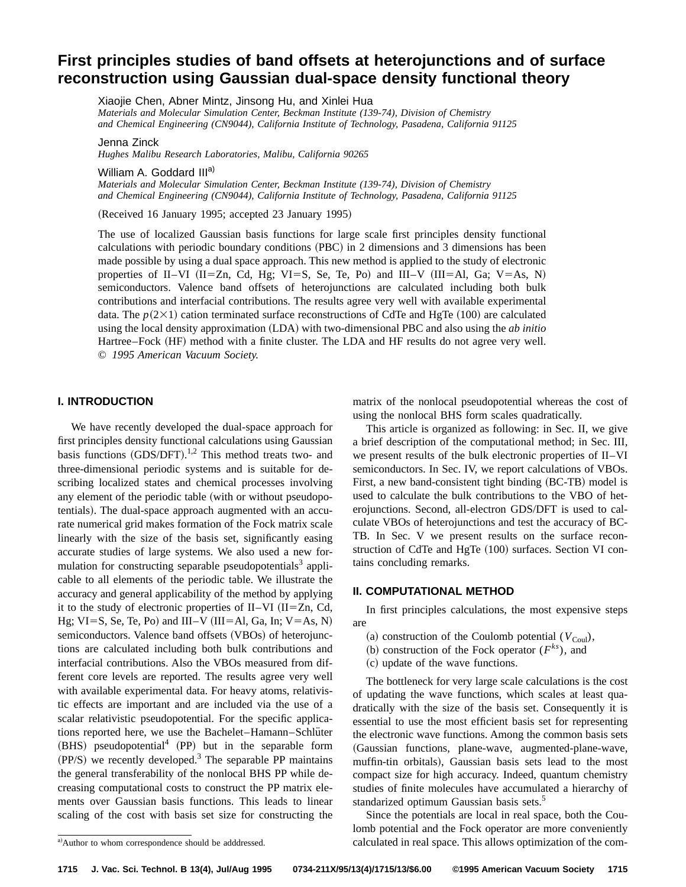# First principles studies of band offsets at heterojunctions and of surface reconstruction using Gaussian dual-space density functional theory

Xiaojie Chen, Abner Mintz, Jinsong Hu, and Xinlei Hua
*Materials and Molecular Simulation Center, Beckman Institute (139-74), Division of Chemistry and Chemical Engineering (CN9044), California Institute of Technology, Pasadena, California 91125*

Jenna Zinck
*Hughes Malibu Research Laboratories, Malibu, California 90265*

William A. Goddard III[a]
*Materials and Molecular Simulation Center, Beckman Institute (139-74), Division of Chemistry and Chemical Engineering (CN9044), California Institute of Technology, Pasadena, California 91125*

(Received 16 January 1995; accepted 23 January 1995)

The use of localized Gaussian basis functions for large scale first principles density functional calculations with periodic boundary conditions (PBC) in 2 dimensions and 3 dimensions has been made possible by using a dual space approach. This new method is applied to the study of electronic properties of II–VI (II=Zn, Cd, Hg; VI=S, Se, Te, Po) and III–V (III=Al, Ga; V=As, N) semiconductors. Valence band offsets of heterojunctions are calculated including both bulk contributions and interfacial contributions. The results agree very well with available experimental data. The $p(2\times1)$ cation terminated surface reconstructions of CdTe and HgTe (100) are calculated using the local density approximation (LDA) with two-dimensional PBC and also using the *ab initio* Hartree–Fock (HF) method with a finite cluster. The LDA and HF results do not agree very well. © *1995 American Vacuum Society.*

## I. INTRODUCTION

We have recently developed the dual-space approach for first principles density functional calculations using Gaussian basis functions (GDS/DFT).[1,2] This method treats two- and three-dimensional periodic systems and is suitable for describing localized states and chemical processes involving any element of the periodic table (with or without pseudopotentials). The dual-space approach augmented with an accurate numerical grid makes formation of the Fock matrix scale linearly with the size of the basis set, significantly easing accurate studies of large systems. We also used a new formulation for constructing separable pseudopotentials[3] applicable to all elements of the periodic table. We illustrate the accuracy and general applicability of the method by applying it to the study of electronic properties of II–VI (II=Zn, Cd, Hg; VI=S, Se, Te, Po) and III–V (III=Al, Ga, In; V=As, N) semiconductors. Valence band offsets (VBOs) of heterojunctions are calculated including both bulk contributions and interfacial contributions. Also the VBOs measured from different core levels are reported. The results agree very well with available experimental data. For heavy atoms, relativistic effects are important and are included via the use of a scalar relativistic pseudopotential. For the specific applications reported here, we use the Bachelet–Hamann–Schlüter (BHS) pseudopotential[4] (PP) but in the separable form (PP/S) we recently developed.[3] The separable PP maintains the general transferability of the nonlocal BHS PP while decreasing computational costs to construct the PP matrix elements over Gaussian basis functions. This leads to linear scaling of the cost with basis set size for constructing the matrix of the nonlocal pseudopotential whereas the cost of using the nonlocal BHS form scales quadratically.

This article is organized as following: in Sec. II, we give a brief description of the computational method; in Sec. III, we present results of the bulk electronic properties of II–VI semiconductors. In Sec. IV, we report calculations of VBOs. First, a new band-consistent tight binding (BC-TB) model is used to calculate the bulk contributions to the VBO of heterojunctions. Second, all-electron GDS/DFT is used to calculate VBOs of heterojunctions and test the accuracy of BC-TB. In Sec. V we present results on the surface reconstruction of CdTe and HgTe (100) surfaces. Section VI contains concluding remarks.

## II. COMPUTATIONAL METHOD

In first principles calculations, the most expensive steps are

(a) construction of the Coulomb potential ($V_{\mathrm{Coul}}$),
(b) construction of the Fock operator ($F^{ks}$), and
(c) update of the wave functions.

The bottleneck for very large scale calculations is the cost of updating the wave functions, which scales at least quadratically with the size of the basis set. Consequently it is essential to use the most efficient basis set for representing the electronic wave functions. Among the common basis sets (Gaussian functions, plane-wave, augmented-plane-wave, muffin-tin orbitals), Gaussian basis sets lead to the most compact size for high accuracy. Indeed, quantum chemistry studies of finite molecules have accumulated a hierarchy of standarized optimum Gaussian basis sets.[5]

Since the potentials are local in real space, both the Coulomb potential and the Fock operator are more conveniently calculated in real space. This allows optimization of the com-

[a] Author to whom correspondence should be adddressed.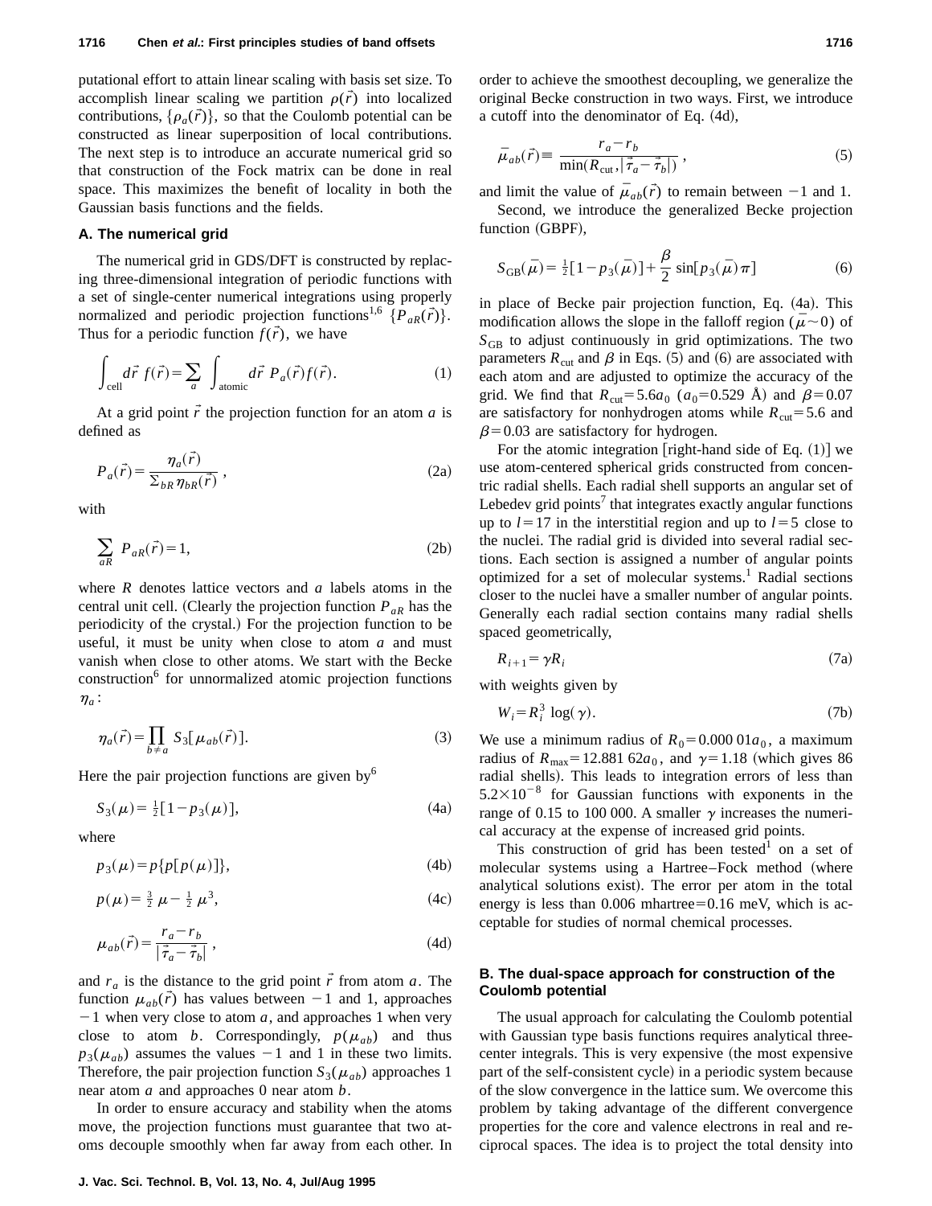putational effort to attain linear scaling with basis set size. To accomplish linear scaling we partition $\rho(\vec{r})$ into localized contributions, $\{\rho_a(\vec{r})\}$, so that the Coulomb potential can be constructed as linear superposition of local contributions. The next step is to introduce an accurate numerical grid so that construction of the Fock matrix can be done in real space. This maximizes the benefit of locality in both the Gaussian basis functions and the fields.

### A. The numerical grid

The numerical grid in GDS/DFT is constructed by replacing three-dimensional integration of periodic functions with a set of single-center numerical integrations using properly normalized and periodic projection functions[1,6] $\{P_{aR}(\vec{r})\}$. Thus for a periodic function $f(\vec{r})$, we have

$$\int_{\text{cell}} d\vec{r}\ f(\vec{r}) = \sum_a \int_{\text{atomic}} d\vec{r}\ P_a(\vec{r}) f(\vec{r}). \tag{1}$$

At a grid point $\vec{r}$ the projection function for an atom $a$ is defined as

$$P_a(\vec{r}) = \frac{\eta_a(\vec{r})}{\Sigma_{bR}\eta_{bR}(\vec{r})}, \tag{2a}$$

with

$$\sum_{aR} P_{aR}(\vec{r}) = 1, \tag{2b}$$

where $R$ denotes lattice vectors and $a$ labels atoms in the central unit cell. (Clearly the projection function $P_{aR}$ has the periodicity of the crystal.) For the projection function to be useful, it must be unity when close to atom $a$ and must vanish when close to other atoms. We start with the Becke construction[6] for unnormalized atomic projection functions $\eta_a$:

$$\eta_a(\vec{r}) = \prod_{b \neq a} S_3[\mu_{ab}(\vec{r})]. \tag{3}$$

Here the pair projection functions are given by[6]

$$S_3(\mu) = \tfrac{1}{2}[1 - p_3(\mu)], \tag{4a}$$

where

$$p_3(\mu) = p\{p[p(\mu)]\}, \tag{4b}$$

$$p(\mu) = \tfrac{3}{2}\mu - \tfrac{1}{2}\mu^3, \tag{4c}$$

$$\mu_{ab}(\vec{r}) = \frac{r_a - r_b}{|\vec{\tau}_a - \vec{\tau}_b|}, \tag{4d}$$

and $r_a$ is the distance to the grid point $\vec{r}$ from atom $a$. The function $\mu_{ab}(\vec{r})$ has values between $-1$ and 1, approaches $-1$ when very close to atom $a$, and approaches 1 when very close to atom $b$. Correspondingly, $p(\mu_{ab})$ and thus $p_3(\mu_{ab})$ assumes the values $-1$ and 1 in these two limits. Therefore, the pair projection function $S_3(\mu_{ab})$ approaches 1 near atom $a$ and approaches 0 near atom $b$.

In order to ensure accuracy and stability when the atoms move, the projection functions must guarantee that two atoms decouple smoothly when far away from each other. In order to achieve the smoothest decoupling, we generalize the original Becke construction in two ways. First, we introduce a cutoff into the denominator of Eq. (4d),

$$\bar{\mu}_{ab}(\vec{r}) \equiv \frac{r_a - r_b}{\min(R_{\text{cut}}, |\vec{\tau}_a - \vec{\tau}_b|)}, \tag{5}$$

and limit the value of $\bar{\mu}_{ab}(\vec{r})$ to remain between $-1$ and 1.

Second, we introduce the generalized Becke projection function (GBPF),

$$S_{\text{GB}}(\bar{\mu}) = \tfrac{1}{2}[1 - p_3(\bar{\mu})] + \frac{\beta}{2}\sin[p_3(\bar{\mu})\pi] \tag{6}$$

in place of Becke pair projection function, Eq. (4a). This modification allows the slope in the falloff region ($\bar{\mu} \sim 0$) of $S_{\text{GB}}$ to adjust continuously in grid optimizations. The two parameters $R_{\text{cut}}$ and $\beta$ in Eqs. (5) and (6) are associated with each atom and are adjusted to optimize the accuracy of the grid. We find that $R_{\text{cut}} = 5.6a_0$ ($a_0 = 0.529$ Å) and $\beta = 0.07$ are satisfactory for nonhydrogen atoms while $R_{\text{cut}} = 5.6$ and $\beta = 0.03$ are satisfactory for hydrogen.

For the atomic integration [right-hand side of Eq. (1)] we use atom-centered spherical grids constructed from concentric radial shells. Each radial shell supports an angular set of Lebedev grid points[7] that integrates exactly angular functions up to $l = 17$ in the interstitial region and up to $l = 5$ close to the nuclei. The radial grid is divided into several radial sections. Each section is assigned a number of angular points optimized for a set of molecular systems.[1] Radial sections closer to the nuclei have a smaller number of angular points. Generally each radial section contains many radial shells spaced geometrically,

$$R_{i+1} = \gamma R_i \tag{7a}$$

with weights given by

$$W_i = R_i^3 \log(\gamma). \tag{7b}$$

We use a minimum radius of $R_0 = 0.000\,01a_0$, a maximum radius of $R_{\max} = 12.881\,62a_0$, and $\gamma = 1.18$ (which gives 86 radial shells). This leads to integration errors of less than $5.2 \times 10^{-8}$ for Gaussian functions with exponents in the range of 0.15 to 100 000. A smaller $\gamma$ increases the numerical accuracy at the expense of increased grid points.

This construction of grid has been tested[1] on a set of molecular systems using a Hartree–Fock method (where analytical solutions exist). The error per atom in the total energy is less than 0.006 mhartree = 0.16 meV, which is acceptable for studies of normal chemical processes.

### B. The dual-space approach for construction of the Coulomb potential

The usual approach for calculating the Coulomb potential with Gaussian type basis functions requires analytical three-center integrals. This is very expensive (the most expensive part of the self-consistent cycle) in a periodic system because of the slow convergence in the lattice sum. We overcome this problem by taking advantage of the different convergence properties for the core and valence electrons in real and reciprocal spaces. The idea is to project the total density into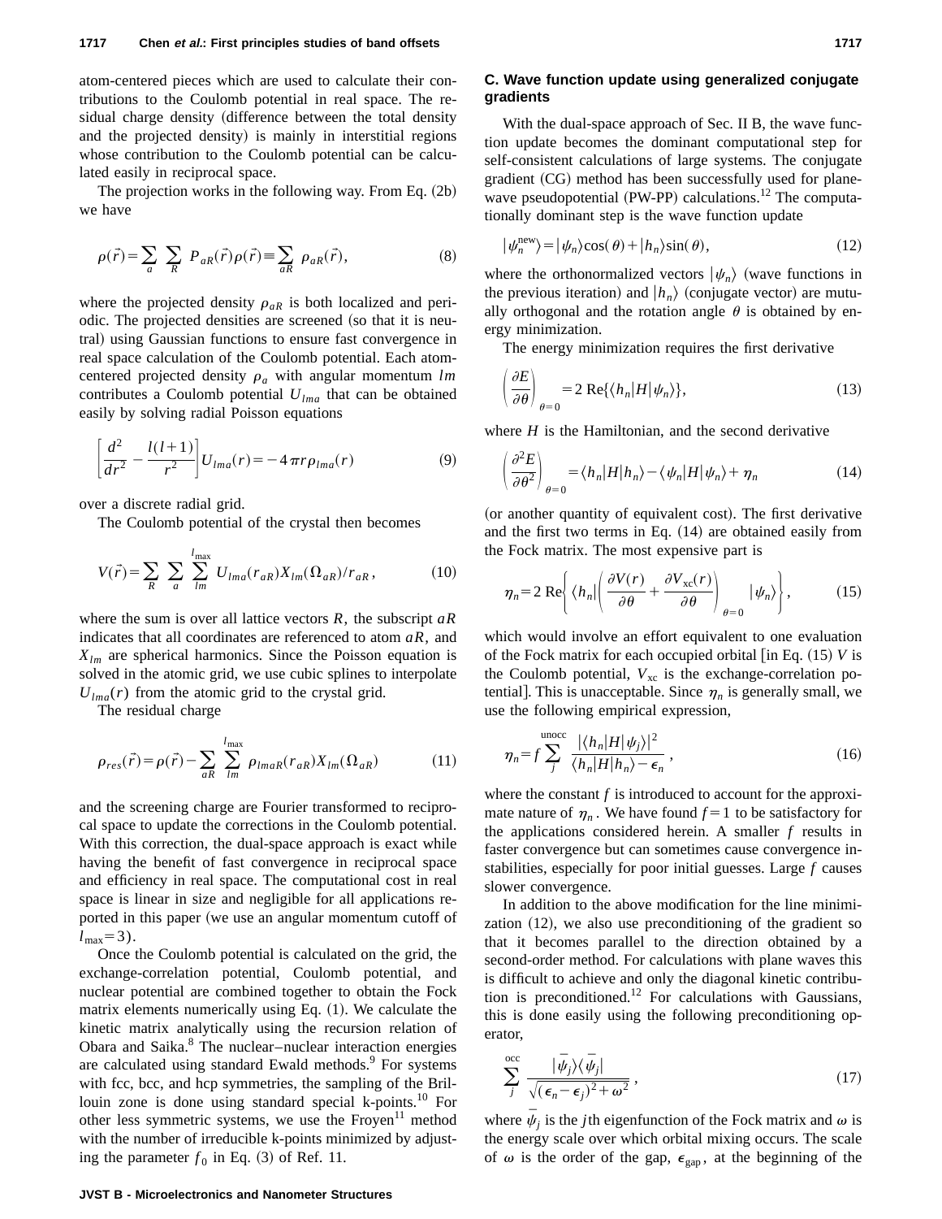atom-centered pieces which are used to calculate their contributions to the Coulomb potential in real space. The residual charge density (difference between the total density and the projected density) is mainly in interstitial regions whose contribution to the Coulomb potential can be calculated easily in reciprocal space.

The projection works in the following way. From Eq. (2b) we have

$$\rho(\vec{r}) = \sum_a \sum_R P_{aR}(\vec{r})\rho(\vec{r}) \equiv \sum_{aR} \rho_{aR}(\vec{r}), \tag{8}$$

where the projected density $\rho_{aR}$ is both localized and periodic. The projected densities are screened (so that it is neutral) using Gaussian functions to ensure fast convergence in real space calculation of the Coulomb potential. Each atom-centered projected density $\rho_a$ with angular momentum $lm$ contributes a Coulomb potential $U_{lma}$ that can be obtained easily by solving radial Poisson equations

$$\left[\frac{d^2}{dr^2} - \frac{l(l+1)}{r^2}\right] U_{lma}(r) = -4\pi r \rho_{lma}(r) \tag{9}$$

over a discrete radial grid.

The Coulomb potential of the crystal then becomes

$$V(\vec{r}) = \sum_R \sum_a \sum_{lm}^{l_{\max}} U_{lma}(r_{aR}) X_{lm}(\Omega_{aR})/r_{aR}, \tag{10}$$

where the sum is over all lattice vectors $R$, the subscript $aR$ indicates that all coordinates are referenced to atom $aR$, and $X_{lm}$ are spherical harmonics. Since the Poisson equation is solved in the atomic grid, we use cubic splines to interpolate $U_{lma}(r)$ from the atomic grid to the crystal grid.

The residual charge

$$\rho_{res}(\vec{r}) = \rho(\vec{r}) - \sum_{aR} \sum_{lm}^{l_{\max}} \rho_{lmaR}(r_{aR}) X_{lm}(\Omega_{aR}) \tag{11}$$

and the screening charge are Fourier transformed to reciprocal space to update the corrections in the Coulomb potential. With this correction, the dual-space approach is exact while having the benefit of fast convergence in reciprocal space and efficiency in real space. The computational cost in real space is linear in size and negligible for all applications reported in this paper (we use an angular momentum cutoff of $l_{\max}=3$).

Once the Coulomb potential is calculated on the grid, the exchange-correlation potential, Coulomb potential, and nuclear potential are combined together to obtain the Fock matrix elements numerically using Eq. (1). We calculate the kinetic matrix analytically using the recursion relation of Obara and Saika.[8] The nuclear–nuclear interaction energies are calculated using standard Ewald methods.[9] For systems with fcc, bcc, and hcp symmetries, the sampling of the Brillouin zone is done using standard special k-points.[10] For other less symmetric systems, we use the Froyen[11] method with the number of irreducible k-points minimized by adjusting the parameter $f_0$ in Eq. (3) of Ref. 11.

### C. Wave function update using generalized conjugate gradients

With the dual-space approach of Sec. II B, the wave function update becomes the dominant computational step for self-consistent calculations of large systems. The conjugate gradient (CG) method has been successfully used for plane-wave pseudopotential (PW-PP) calculations.[12] The computationally dominant step is the wave function update

$$|\psi_n^{\text{new}}\rangle = |\psi_n\rangle\cos(\theta) + |h_n\rangle\sin(\theta), \tag{12}$$

where the orthonormalized vectors $|\psi_n\rangle$ (wave functions in the previous iteration) and $|h_n\rangle$ (conjugate vector) are mutually orthogonal and the rotation angle $\theta$ is obtained by energy minimization.

The energy minimization requires the first derivative

$$\left(\frac{\partial E}{\partial \theta}\right)_{\theta=0} = 2\,\text{Re}\{\langle h_n|H|\psi_n\rangle\}, \tag{13}$$

where $H$ is the Hamiltonian, and the second derivative

$$\left(\frac{\partial^2 E}{\partial \theta^2}\right)_{\theta=0} = \langle h_n|H|h_n\rangle - \langle \psi_n|H|\psi_n\rangle + \eta_n \tag{14}$$

(or another quantity of equivalent cost). The first derivative and the first two terms in Eq. (14) are obtained easily from the Fock matrix. The most expensive part is

$$\eta_n = 2\,\text{Re}\left\{\langle h_n|\left(\frac{\partial V(r)}{\partial \theta} + \frac{\partial V_{\text{xc}}(r)}{\partial \theta}\right)_{\theta=0}|\psi_n\rangle\right\}, \tag{15}$$

which would involve an effort equivalent to one evaluation of the Fock matrix for each occupied orbital [in Eq. (15) $V$ is the Coulomb potential, $V_{\text{xc}}$ is the exchange-correlation potential]. This is unacceptable. Since $\eta_n$ is generally small, we use the following empirical expression,

$$\eta_n = f \sum_j^{\text{unocc}} \frac{|\langle h_n|H|\psi_j\rangle|^2}{\langle h_n|H|h_n\rangle - \epsilon_n}, \tag{16}$$

where the constant $f$ is introduced to account for the approximate nature of $\eta_n$. We have found $f=1$ to be satisfactory for the applications considered herein. A smaller $f$ results in faster convergence but can sometimes cause convergence instabilities, especially for poor initial guesses. Large $f$ causes slower convergence.

In addition to the above modification for the line minimization (12), we also use preconditioning of the gradient so that it becomes parallel to the direction obtained by a second-order method. For calculations with plane waves this is difficult to achieve and only the diagonal kinetic contribution is preconditioned.[12] For calculations with Gaussians, this is done easily using the following preconditioning operator,

$$\sum_j^{\text{occ}} \frac{|\bar{\psi}_j\rangle\langle\bar{\psi}_j|}{\sqrt{(\epsilon_n - \epsilon_j)^2 + \omega^2}}, \tag{17}$$

where $\bar{\psi}_j$ is the $j$th eigenfunction of the Fock matrix and $\omega$ is the energy scale over which orbital mixing occurs. The scale of $\omega$ is the order of the gap, $\epsilon_{\text{gap}}$, at the beginning of the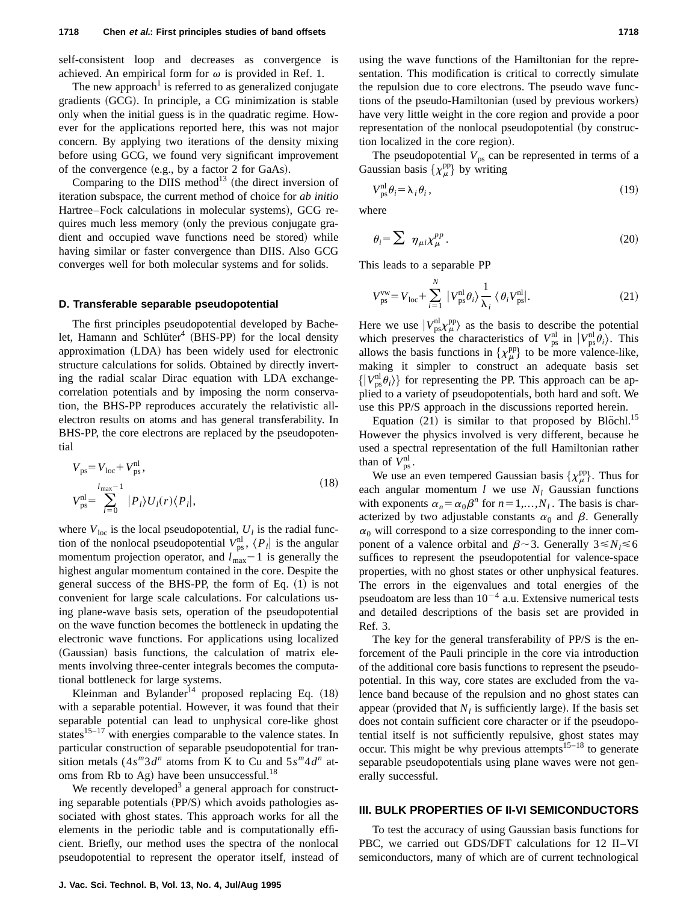self-consistent loop and decreases as convergence is achieved. An empirical form for $\omega$ is provided in Ref. 1.

The new approach[1] is referred to as generalized conjugate gradients (GCG). In principle, a CG minimization is stable only when the initial guess is in the quadratic regime. However for the applications reported here, this was not major concern. By applying two iterations of the density mixing before using GCG, we found very significant improvement of the convergence (e.g., by a factor 2 for GaAs).

Comparing to the DIIS method[13] (the direct inversion of iteration subspace, the current method of choice for *ab initio* Hartree–Fock calculations in molecular systems), GCG requires much less memory (only the previous conjugate gradient and occupied wave functions need be stored) while having similar or faster convergence than DIIS. Also GCG converges well for both molecular systems and for solids.

### D. Transferable separable pseudopotential

The first principles pseudopotential developed by Bachelet, Hamann and Schlüter[4] (BHS-PP) for the local density approximation (LDA) has been widely used for electronic structure calculations for solids. Obtained by directly inverting the radial scalar Dirac equation with LDA exchange-correlation potentials and by imposing the norm conservation, the BHS-PP reproduces accurately the relativistic all-electron results on atoms and has general transferability. In BHS-PP, the core electrons are replaced by the pseudopotential

$$
\begin{aligned}
V_{\rm ps} &= V_{\rm loc} + V_{\rm ps}^{\rm nl}, \\
V_{\rm ps}^{\rm nl} &= \sum_{l=0}^{l_{\rm max}-1} |P_l\rangle U_l(r) \langle P_l|,
\end{aligned}
\tag{18}
$$

where $V_{\rm loc}$ is the local pseudopotential, $U_l$ is the radial function of the nonlocal pseudopotential $V_{\rm ps}^{\rm nl}$, $\langle P_l|$ is the angular momentum projection operator, and $l_{\rm max}-1$ is generally the highest angular momentum contained in the core. Despite the general success of the BHS-PP, the form of Eq. (1) is not convenient for large scale calculations. For calculations using plane-wave basis sets, operation of the pseudopotential on the wave function becomes the bottleneck in updating the electronic wave functions. For applications using localized (Gaussian) basis functions, the calculation of matrix elements involving three-center integrals becomes the computational bottleneck for large systems.

Kleinman and Bylander[14] proposed replacing Eq. (18) with a separable potential. However, it was found that their separable potential can lead to unphysical core-like ghost states[15–17] with energies comparable to the valence states. In particular construction of separable pseudopotential for transition metals ($4s^m3d^n$ atoms from K to Cu and $5s^m4d^n$ atoms from Rb to Ag) have been unsuccessful.[18]

We recently developed[3] a general approach for constructing separable potentials (PP/S) which avoids pathologies associated with ghost states. This approach works for all the elements in the periodic table and is computationally efficient. Briefly, our method uses the spectra of the nonlocal pseudopotential to represent the operator itself, instead of using the wave functions of the Hamiltonian for the representation. This modification is critical to correctly simulate the repulsion due to core electrons. The pseudo wave functions of the pseudo-Hamiltonian (used by previous workers) have very little weight in the core region and provide a poor representation of the nonlocal pseudopotential (by construction localized in the core region).

The pseudopotential $V_{\rm ps}$ can be represented in terms of a Gaussian basis $\{\chi_\mu^{\rm pp}\}$ by writing

$$
V_{\rm ps}^{\rm nl}\theta_i = \lambda_i \theta_i ,
\tag{19}
$$

where

$$
\theta_i = \sum \eta_{\mu i} \chi_\mu^{pp} .
\tag{20}
$$

This leads to a separable PP

$$
V_{\rm ps}^{\rm vw} = V_{\rm loc} + \sum_{i=1}^{N} |V_{\rm ps}^{\rm nl}\theta_i\rangle \frac{1}{\lambda_i} \langle \theta_i V_{\rm ps}^{\rm nl}| .
\tag{21}
$$

Here we use $|V_{\rm ps}^{\rm nl}\chi_\mu^{\rm pp}\rangle$ as the basis to describe the potential which preserves the characteristics of $V_{\rm ps}^{\rm nl}$ in $|V_{\rm ps}^{\rm nl}\theta_i\rangle$. This allows the basis functions in $\{\chi_\mu^{\rm pp}\}$ to be more valence-like, making it simpler to construct an adequate basis set $\{|V_{\rm ps}^{\rm nl}\theta_i\rangle\}$ for representing the PP. This approach can be applied to a variety of pseudopotentials, both hard and soft. We use this PP/S approach in the discussions reported herein.

Equation (21) is similar to that proposed by Blöchl.[15] However the physics involved is very different, because he used a spectral representation of the full Hamiltonian rather than of $V_{\rm ps}^{\rm nl}$.

We use an even tempered Gaussian basis $\{\chi_\mu^{\rm pp}\}$. Thus for each angular momentum $l$ we use $N_l$ Gaussian functions with exponents $\alpha_n = \alpha_0\beta^n$ for $n=1,\ldots,N_l$. The basis is characterized by two adjustable constants $\alpha_0$ and $\beta$. Generally $\alpha_0$ will correspond to a size corresponding to the inner component of a valence orbital and $\beta \sim 3$. Generally $3 \leqslant N_l \leqslant 6$ suffices to represent the pseudopotential for valence-space properties, with no ghost states or other unphysical features. The errors in the eigenvalues and total energies of the pseudoatom are less than $10^{-4}$ a.u. Extensive numerical tests and detailed descriptions of the basis set are provided in Ref. 3.

The key for the general transferability of PP/S is the enforcement of the Pauli principle in the core via introduction of the additional core basis functions to represent the pseudopotential. In this way, core states are excluded from the valence band because of the repulsion and no ghost states can appear (provided that $N_l$ is sufficiently large). If the basis set does not contain sufficient core character or if the pseudopotential itself is not sufficiently repulsive, ghost states may occur. This might be why previous attempts[15–18] to generate separable pseudopotentials using plane waves were not generally successful.

## III. BULK PROPERTIES OF II-VI SEMICONDUCTORS

To test the accuracy of using Gaussian basis functions for PBC, we carried out GDS/DFT calculations for 12 II–VI semiconductors, many of which are of current technological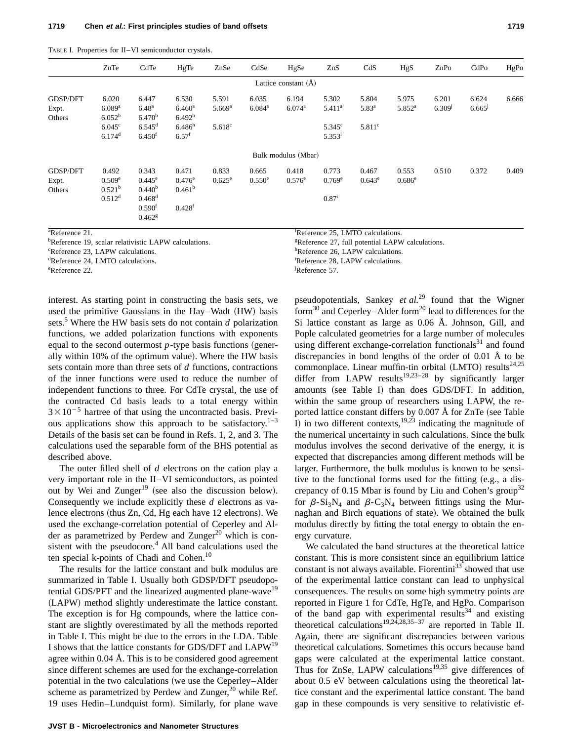TABLE I. Properties for II–VI semiconductor crystals.

| | ZnTe | CdTe | HgTe | ZnSe | CdSe | HgSe | ZnS | CdS | HgS | ZnPo | CdPo | HgPo |
|---|---|---|---|---|---|---|---|---|---|---|---|---|
| | | | | | | Lattice constant (Å) | | | | | | |
| GDSP/DFT | 6.020 | 6.447 | 6.530 | 5.591 | 6.035 | 6.194 | 5.302 | 5.804 | 5.975 | 6.201 | 6.624 | 6.666 |
| Expt. | 6.089[a] | 6.48[a] | 6.460[a] | 5.669[a] | 6.084[a] | 6.074[a] | 5.411[a] | 5.83[a] | 5.852[a] | 6.309[j] | 6.665[j] | |
| Others | 6.052[b] | 6.470[b] | 6.492[b] | | | | | | | | | |
| | 6.045[c] | 6.545[d] | 6.486[h] | 5.618[c] | | | 5.345[c] | 5.811[c] | | | | |
| | 6.174[d] | 6.450[f] | 6.57[f] | | | | 5.353[i] | | | | | |
| | | | | | | Bulk modulus (Mbar) | | | | | | |
| GDSP/DFT | 0.492 | 0.343 | 0.471 | 0.833 | 0.665 | 0.418 | 0.773 | 0.467 | 0.553 | 0.510 | 0.372 | 0.409 |
| Expt. | 0.509[e] | 0.445[e] | 0.476[e] | 0.625[e] | 0.550[e] | 0.576[e] | 0.769[e] | 0.643[e] | 0.686[e] | | | |
| Others | 0.521[b] | 0.440[b] | 0.461[b] | | | | | | | | | |
| | 0.512[d] | 0.468[d] | | | | | 0.87[i] | | | | | |
| | | 0.590[f] | 0.428[f] | | | | | | | | | |
| | | 0.462[g] | | | | | | | | | | |

[a]Reference 21.
[b]Reference 19, scalar relativistic LAPW calculations.
[c]Reference 23, LAPW calculations.
[d]Reference 24, LMTO calculations.
[e]Reference 22.
[f]Reference 25, LMTO calculations.
[g]Reference 27, full potential LAPW calculations.
[h]Reference 26, LAPW calculations.
[i]Reference 28, LAPW calculations.
[j]Reference 57.

interest. As starting point in constructing the basis sets, we used the primitive Gaussians in the Hay–Wadt (HW) basis sets.[5] Where the HW basis sets do not contain *d* polarization functions, we added polarization functions with exponents equal to the second outermost *p*-type basis functions (generally within 10% of the optimum value). Where the HW basis sets contain more than three sets of *d* functions, contractions of the inner functions were used to reduce the number of independent functions to three. For CdTe crystal, the use of the contracted Cd basis leads to a total energy within $3\times10^{-5}$ hartree of that using the uncontracted basis. Previous applications show this approach to be satisfactory.[1–3] Details of the basis set can be found in Refs. 1, 2, and 3. The calculations used the separable form of the BHS potential as described above.

The outer filled shell of *d* electrons on the cation play a very important role in the II–VI semiconductors, as pointed out by Wei and Zunger[19] (see also the discussion below). Consequently we include explicitly these *d* electrons as valence electrons (thus Zn, Cd, Hg each have 12 electrons). We used the exchange-correlation potential of Ceperley and Alder as parametrized by Perdew and Zunger[20] which is consistent with the pseudocore.[4] All band calculations used the ten special k-points of Chadi and Cohen.[10]

The results for the lattice constant and bulk modulus are summarized in Table I. Usually both GDSP/DFT pseudopotential GDS/PFT and the linearized augmented plane-wave[19] (LAPW) method slightly underestimate the lattice constant. The exception is for Hg compounds, where the lattice constant are slightly overestimated by all the methods reported in Table I. This might be due to the errors in the LDA. Table I shows that the lattice constants for GDS/DFT and LAPW[19] agree within 0.04 Å. This is to be considered good agreement since different schemes are used for the exchange-correlation potential in the two calculations (we use the Ceperley–Alder scheme as parametrized by Perdew and Zunger,[20] while Ref. 19 uses Hedin–Lundquist form). Similarly, for plane wave pseudopotentials, Sankey *et al.*[29] found that the Wigner form[30] and Ceperley–Alder form[20] lead to differences for the Si lattice constant as large as 0.06 Å. Johnson, Gill, and Pople calculated geometries for a large number of molecules using different exchange-correlation functionals[31] and found discrepancies in bond lengths of the order of 0.01 Å to be commonplace. Linear muffin-tin orbital (LMTO) results[24,25] differ from LAPW results[19,23–28] by significantly larger amounts (see Table I) than does GDS/DFT. In addition, within the same group of researchers using LAPW, the reported lattice constant differs by 0.007 Å for ZnTe (see Table I) in two different contexts,[19,23] indicating the magnitude of the numerical uncertainty in such calculations. Since the bulk modulus involves the second derivative of the energy, it is expected that discrepancies among different methods will be larger. Furthermore, the bulk modulus is known to be sensitive to the functional forms used for the fitting (e.g., a discrepancy of 0.15 Mbar is found by Liu and Cohen's group[32] for $\beta$-$Si_3N_4$ and $\beta$-$C_3N_4$ between fittings using the Murnaghan and Birch equations of state). We obtained the bulk modulus directly by fitting the total energy to obtain the energy curvature.

We calculated the band structures at the theoretical lattice constant. This is more consistent since an equilibrium lattice constant is not always available. Fiorentini[33] showed that use of the experimental lattice constant can lead to unphysical consequences. The results on some high symmetry points are reported in Figure 1 for CdTe, HgTe, and HgPo. Comparison of the band gap with experimental results[34] and existing theoretical calculations[19,24,28,35–37] are reported in Table II. Again, there are significant discrepancies between various theoretical calculations. Sometimes this occurs because band gaps were calculated at the experimental lattice constant. Thus for ZnSe, LAPW calculations[19,35] give differences of about 0.5 eV between calculations using the theoretical lattice constant and the experimental lattice constant. The band gap in these compounds is very sensitive to relativistic ef-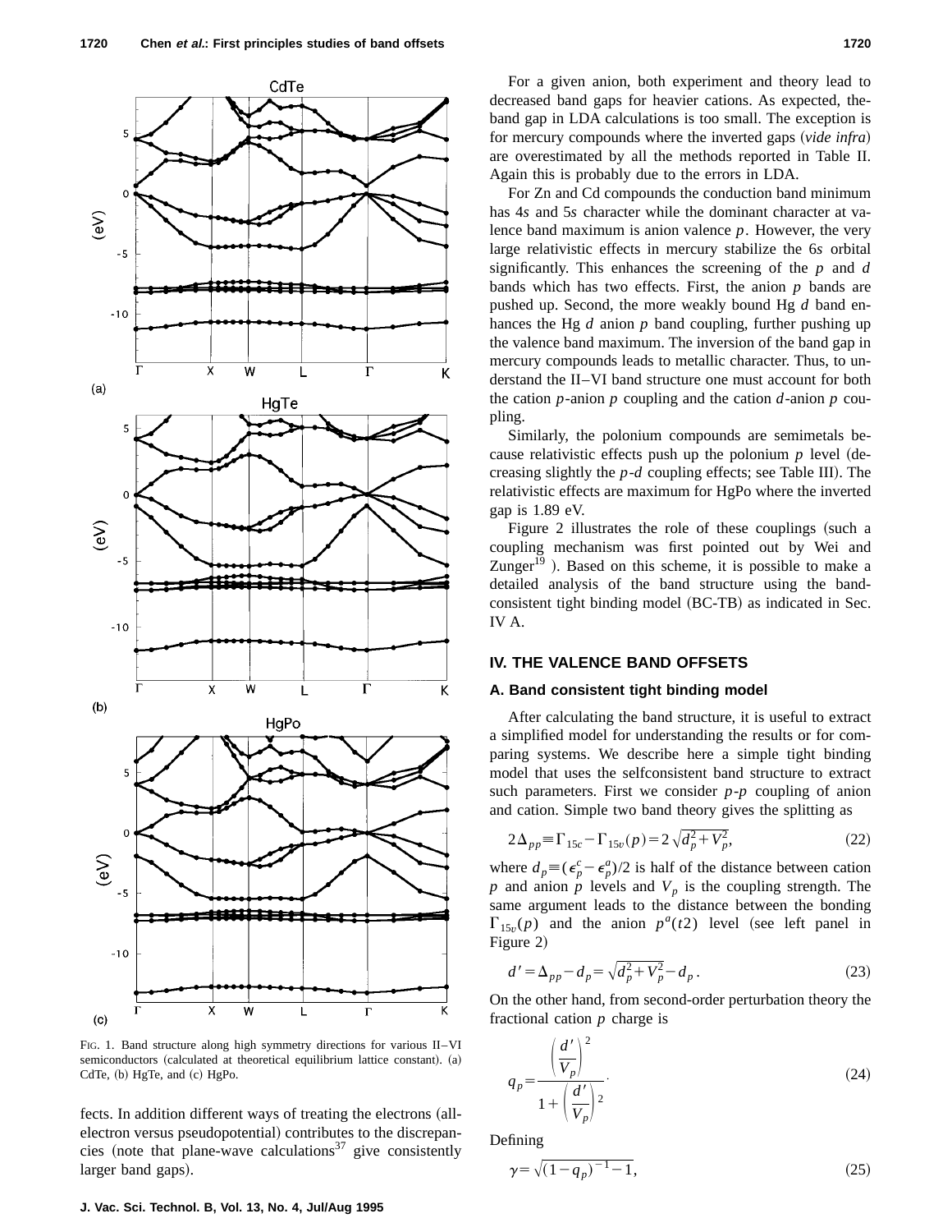FIG. 1. Band structure along high symmetry directions for various II–VI semiconductors (calculated at theoretical equilibrium lattice constant). (a) CdTe, (b) HgTe, and (c) HgPo.

fects. In addition different ways of treating the electrons (all-electron versus pseudopotential) contributes to the discrepancies (note that plane-wave calculations[37] give consistently larger band gaps).

For a given anion, both experiment and theory lead to decreased band gaps for heavier cations. As expected, the band gap in LDA calculations is too small. The exception is for mercury compounds where the inverted gaps (*vide infra*) are overestimated by all the methods reported in Table II. Again this is probably due to the errors in LDA.

For Zn and Cd compounds the conduction band minimum has 4*s* and 5*s* character while the dominant character at valence band maximum is anion valence *p*. However, the very large relativistic effects in mercury stabilize the 6*s* orbital significantly. This enhances the screening of the *p* and *d* bands which has two effects. First, the anion *p* bands are pushed up. Second, the more weakly bound Hg *d* band enhances the Hg *d* anion *p* band coupling, further pushing up the valence band maximum. The inversion of the band gap in mercury compounds leads to metallic character. Thus, to understand the II–VI band structure one must account for both the cation *p*-anion *p* coupling and the cation *d*-anion *p* coupling.

Similarly, the polonium compounds are semimetals because relativistic effects push up the polonium *p* level (decreasing slightly the *p*-*d* coupling effects; see Table III). The relativistic effects are maximum for HgPo where the inverted gap is 1.89 eV.

Figure 2 illustrates the role of these couplings (such a coupling mechanism was first pointed out by Wei and Zunger[19]). Based on this scheme, it is possible to make a detailed analysis of the band structure using the band-consistent tight binding model (BC-TB) as indicated in Sec. IV A.

## IV. THE VALENCE BAND OFFSETS

### A. Band consistent tight binding model

After calculating the band structure, it is useful to extract a simplified model for understanding the results or for comparing systems. We describe here a simple tight binding model that uses the selfconsistent band structure to extract such parameters. First we consider *p*-*p* coupling of anion and cation. Simple two band theory gives the splitting as

$$2\Delta_{pp} \equiv \Gamma_{15c} - \Gamma_{15v}(p) = 2\sqrt{d_p^2 + V_p^2}, \tag{22}$$

where $d_p \equiv (\epsilon_p^c - \epsilon_p^a)/2$ is half of the distance between cation $p$ and anion $p$ levels and $V_p$ is the coupling strength. The same argument leads to the distance between the bonding $\Gamma_{15v}(p)$ and the anion $p^a(t2)$ level (see left panel in Figure 2)

$$d' = \Delta_{pp} - d_p = \sqrt{d_p^2 + V_p^2} - d_p. \tag{23}$$

On the other hand, from second-order perturbation theory the fractional cation $p$ charge is

$$q_p = \frac{\left(\dfrac{d'}{V_p}\right)^2}{1 + \left(\dfrac{d'}{V_p}\right)^2}. \tag{24}$$

Defining

$$\gamma = \sqrt{(1-q_p)^{-1} - 1}, \tag{25}$$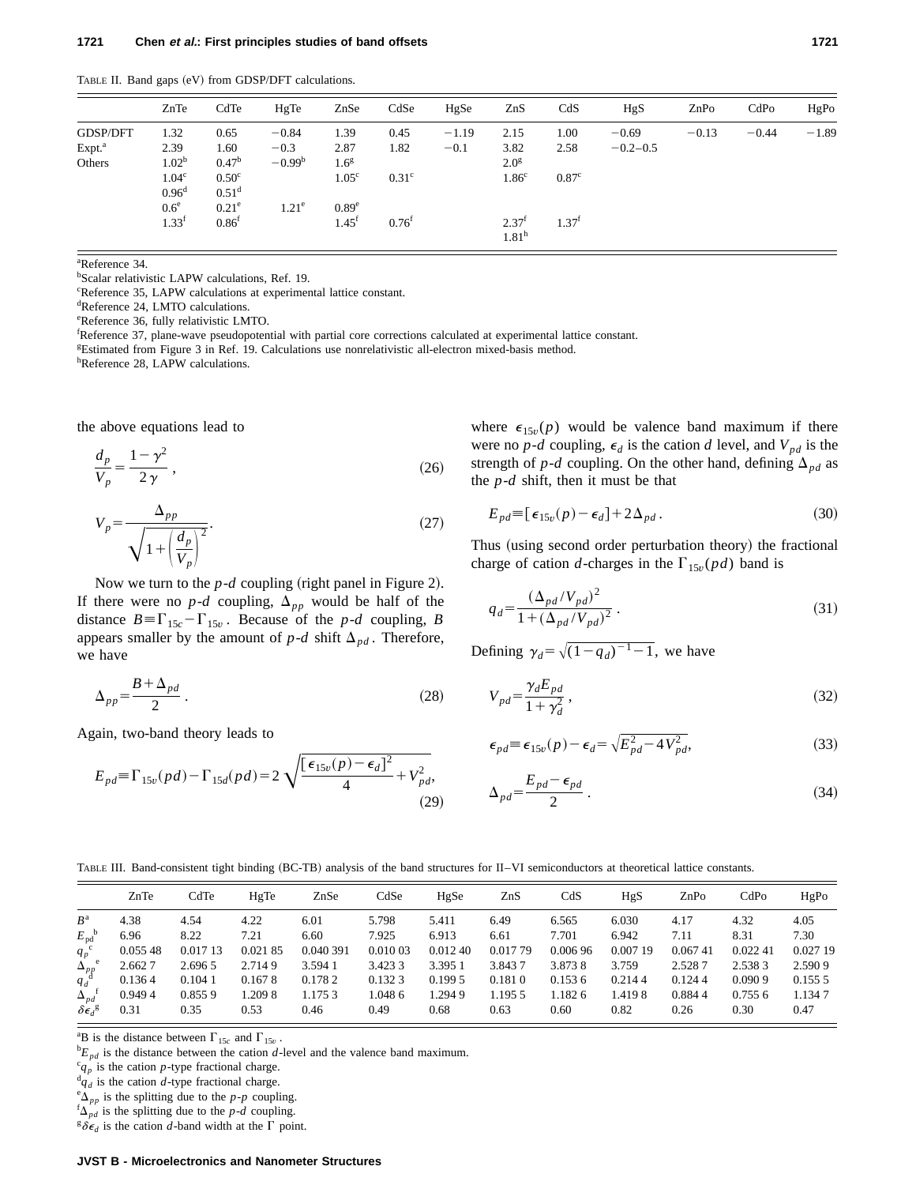TABLE II. Band gaps (eV) from GDSP/DFT calculations.

| | ZnTe | CdTe | HgTe | ZnSe | CdSe | HgSe | ZnS | CdS | HgS | ZnPo | CdPo | HgPo |
|---|---|---|---|---|---|---|---|---|---|---|---|---|
| GDSP/DFT | 1.32 | 0.65 | −0.84 | 1.39 | 0.45 | −1.19 | 2.15 | 1.00 | −0.69 | −0.13 | −0.44 | −1.89 |
| Expt.[a] | 2.39 | 1.60 | −0.3 | 2.87 | 1.82 | −0.1 | 3.82 | 2.58 | −0.2–0.5 | | | |
| Others | 1.02[b] | 0.47[b] | −0.99[b] | 1.6[g] | | | 2.0[g] | | | | | |
| | 1.04[c] | 0.50[c] | | 1.05[c] | 0.31[c] | | 1.86[c] | 0.87[c] | | | | |
| | 0.96[d] | 0.51[d] | | | | | | | | | | |
| | 0.6[e] | 0.21[e] | 1.21[e] | 0.89[e] | | | | | | | | |
| | 1.33[f] | 0.86[f] | | 1.45[f] | 0.76[f] | | 2.37[f] | 1.37[f] | | | | |
| | | | | | | | 1.81[h] | | | | | |

[a]Reference 34.
[b]Scalar relativistic LAPW calculations, Ref. 19.
[c]Reference 35, LAPW calculations at experimental lattice constant.
[d]Reference 24, LMTO calculations.
[e]Reference 36, fully relativistic LMTO.
[f]Reference 37, plane-wave pseudopotential with partial core corrections calculated at experimental lattice constant.
[g]Estimated from Figure 3 in Ref. 19. Calculations use nonrelativistic all-electron mixed-basis method.
[h]Reference 28, LAPW calculations.

the above equations lead to

$$\frac{d_p}{V_p}=\frac{1-\gamma^2}{2\gamma}\,, \tag{26}$$

$$V_p=\frac{\Delta_{pp}}{\sqrt{1+\left(\frac{d_p}{V_p}\right)^2}}. \tag{27}$$

Now we turn to the $p$-$d$ coupling (right panel in Figure 2). If there were no $p$-$d$ coupling, $\Delta_{pp}$ would be half of the distance $B\equiv\Gamma_{15c}-\Gamma_{15v}$. Because of the $p$-$d$ coupling, $B$ appears smaller by the amount of $p$-$d$ shift $\Delta_{pd}$. Therefore, we have

$$\Delta_{pp}=\frac{B+\Delta_{pd}}{2}\,. \tag{28}$$

Again, two-band theory leads to

$$E_{pd}\equiv\Gamma_{15v}(pd)-\Gamma_{15d}(pd)=2\sqrt{\frac{[\epsilon_{15v}(p)-\epsilon_d]^2}{4}+V_{pd}^2}, \tag{29}$$

where $\epsilon_{15v}(p)$ would be valence band maximum if there were no $p$-$d$ coupling, $\epsilon_d$ is the cation $d$ level, and $V_{pd}$ is the strength of $p$-$d$ coupling. On the other hand, defining $\Delta_{pd}$ as the $p$-$d$ shift, then it must be that

$$E_{pd}\equiv[\epsilon_{15v}(p)-\epsilon_d]+2\Delta_{pd}\,. \tag{30}$$

Thus (using second order perturbation theory) the fractional charge of cation $d$-charges in the $\Gamma_{15v}(pd)$ band is

$$q_d=\frac{(\Delta_{pd}/V_{pd})^2}{1+(\Delta_{pd}/V_{pd})^2}\,. \tag{31}$$

Defining $\gamma_d=\sqrt{(1-q_d)^{-1}-1}$, we have

$$V_{pd}=\frac{\gamma_d E_{pd}}{1+\gamma_d^2}\,, \tag{32}$$

$$\epsilon_{pd}\equiv\epsilon_{15v}(p)-\epsilon_d=\sqrt{E_{pd}^2-4V_{pd}^2}, \tag{33}$$

$$\Delta_{pd}=\frac{E_{pd}-\epsilon_{pd}}{2}\,. \tag{34}$$

TABLE III. Band-consistent tight binding (BC-TB) analysis of the band structures for II–VI semiconductors at theoretical lattice constants.

| | ZnTe | CdTe | HgTe | ZnSe | CdSe | HgSe | ZnS | CdS | HgS | ZnPo | CdPo | HgPo |
|---|---|---|---|---|---|---|---|---|---|---|---|---|
| $B$[a] | 4.38 | 4.54 | 4.22 | 6.01 | 5.798 | 5.411 | 6.49 | 6.565 | 6.030 | 4.17 | 4.32 | 4.05 |
| $E_{pd}$[b] | 6.96 | 8.22 | 7.21 | 6.60 | 7.925 | 6.913 | 6.61 | 7.701 | 6.942 | 7.11 | 8.31 | 7.30 |
| $q_p$[c] | 0.055 48 | 0.017 13 | 0.021 85 | 0.040 391 | 0.010 03 | 0.012 40 | 0.017 79 | 0.006 96 | 0.007 19 | 0.067 41 | 0.022 41 | 0.027 19 |
| $\Delta_{pp}$[e] | 2.662 7 | 2.696 5 | 2.714 9 | 3.594 1 | 3.423 3 | 3.395 1 | 3.843 7 | 3.873 8 | 3.759 | 2.528 7 | 2.538 3 | 2.590 9 |
| $q_d$[d] | 0.136 4 | 0.104 1 | 0.167 8 | 0.178 2 | 0.132 3 | 0.199 5 | 0.181 0 | 0.153 6 | 0.214 4 | 0.124 4 | 0.090 9 | 0.155 5 |
| $\Delta_{pd}$[f] | 0.949 4 | 0.855 9 | 1.209 8 | 1.175 3 | 1.048 6 | 1.294 9 | 1.195 5 | 1.182 6 | 1.419 8 | 0.884 4 | 0.755 6 | 1.134 7 |
| $\delta\epsilon_d$[g] | 0.31 | 0.35 | 0.53 | 0.46 | 0.49 | 0.68 | 0.63 | 0.60 | 0.82 | 0.26 | 0.30 | 0.47 |

[a]$B$ is the distance between $\Gamma_{15c}$ and $\Gamma_{15v}$.
[b]$E_{pd}$ is the distance between the cation $d$-level and the valence band maximum.
[c]$q_p$ is the cation $p$-type fractional charge.
[d]$q_d$ is the cation $d$-type fractional charge.
[e]$\Delta_{pp}$ is the splitting due to the $p$-$p$ coupling.
[f]$\Delta_{pd}$ is the splitting due to the $p$-$d$ coupling.
[g]$\delta\epsilon_d$ is the cation $d$-band width at the $\Gamma$ point.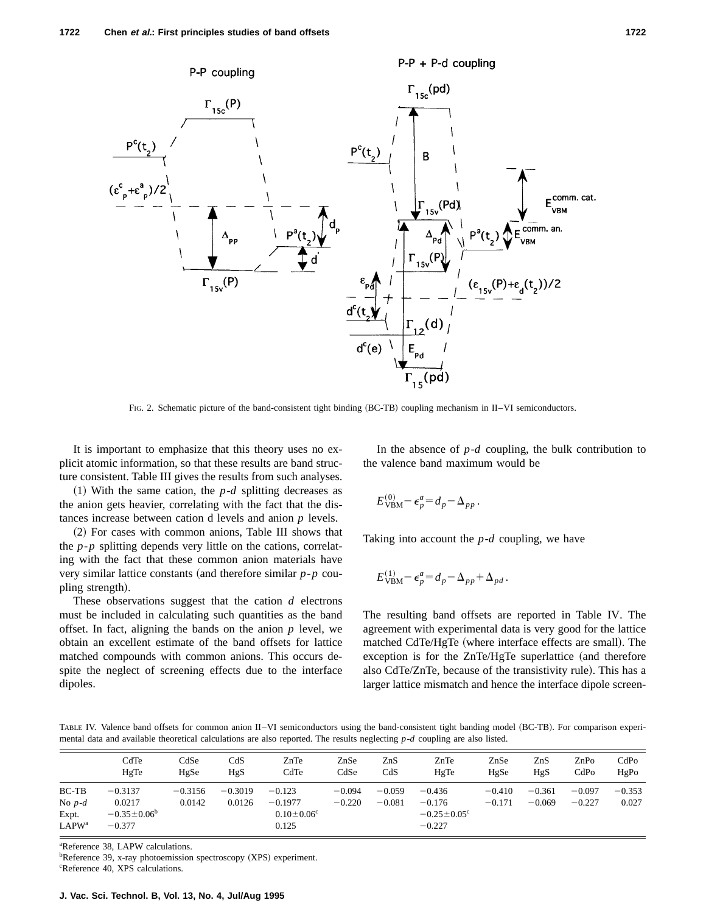FIG. 2. Schematic picture of the band-consistent tight binding (BC-TB) coupling mechanism in II–VI semiconductors.

It is important to emphasize that this theory uses no explicit atomic information, so that these results are band structure consistent. Table III gives the results from such analyses.

(1) With the same cation, the $p$-$d$ splitting decreases as the anion gets heavier, correlating with the fact that the distances increase between cation d levels and anion $p$ levels.

(2) For cases with common anions, Table III shows that the $p$-$p$ splitting depends very little on the cations, correlating with the fact that these common anion materials have very similar lattice constants (and therefore similar $p$-$p$ coupling strength).

These observations suggest that the cation $d$ electrons must be included in calculating such quantities as the band offset. In fact, aligning the bands on the anion $p$ level, we obtain an excellent estimate of the band offsets for lattice matched compounds with common anions. This occurs despite the neglect of screening effects due to the interface dipoles.

In the absence of $p$-$d$ coupling, the bulk contribution to the valence band maximum would be

$$E_{\mathrm{VBM}}^{(0)} - \epsilon_p^a = d_p - \Delta_{pp}\,.$$

Taking into account the $p$-$d$ coupling, we have

$$E_{\mathrm{VBM}}^{(1)} - \epsilon_p^a = d_p - \Delta_{pp} + \Delta_{pd}\,.$$

The resulting band offsets are reported in Table IV. The agreement with experimental data is very good for the lattice matched CdTe/HgTe (where interface effects are small). The exception is for the ZnTe/HgTe superlattice (and therefore also CdTe/ZnTe, because of the transistivity rule). This has a larger lattice mismatch and hence the interface dipole screen-

TABLE IV. Valence band offsets for common anion II–VI semiconductors using the band-consistent tight banding model (BC-TB). For comparison experimental data and available theoretical calculations are also reported. The results neglecting $p$-$d$ coupling are also listed.

| | CdTe HgTe | CdSe HgSe | CdS HgS | ZnTe CdTe | ZnSe CdSe | ZnS CdS | ZnTe HgTe | ZnSe HgSe | ZnS HgS | ZnPo CdPo | CdPo HgPo |
|---|---|---|---|---|---|---|---|---|---|---|---|
| BC-TB | −0.3137 | −0.3156 | −0.3019 | −0.123 | −0.094 | −0.059 | −0.436 | −0.410 | −0.361 | −0.097 | −0.353 |
| No $p$-$d$ | 0.0217 | 0.0142 | 0.0126 | −0.1977 | −0.220 | −0.081 | −0.176 | −0.171 | −0.069 | −0.227 | 0.027 |
| Expt. | −0.35±0.06[b] | | | 0.10±0.06[c] | | | −0.25±0.05[c] | | | | |
| LAPW[a] | −0.377 | | | 0.125 | | | −0.227 | | | | |

[a]Reference 38, LAPW calculations.
[b]Reference 39, x-ray photoemission spectroscopy (XPS) experiment.
[c]Reference 40, XPS calculations.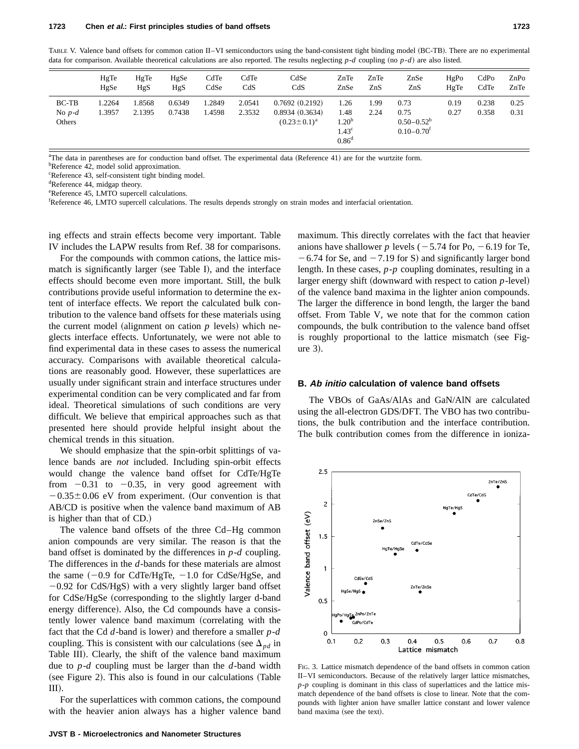TABLE V. Valence band offsets for common cation II–VI semiconductors using the band-consistent tight binding model (BC-TB). There are no experimental data for comparison. Available theoretical calculations are also reported. The results neglecting $p$-$d$ coupling (no $p$-$d$) are also listed.

| | HgTe HgSe | HgTe HgS | HgSe HgS | CdTe CdSe | CdTe CdS | CdSe CdS | ZnTe ZnSe | ZnTe ZnS | ZnSe ZnS | HgPo HgTe | CdPo CdTe | ZnPo ZnTe |
|---|---|---|---|---|---|---|---|---|---|---|---|---|
| BC-TB | 1.2264 | 1.8568 | 0.6349 | 1.2849 | 2.0541 | 0.7692 (0.2192) | 1.26 | 1.99 | 0.73 | 0.19 | 0.238 | 0.25 |
| No $p$-$d$ | 1.3957 | 2.1395 | 0.7438 | 1.4598 | 2.3532 | 0.8934 (0.3634) | 1.48 | 2.24 | 0.75 | 0.27 | 0.358 | 0.31 |
| Others | | | | | | $(0.23\pm0.1)$[a] | 1.20[b] 1.43[c] 0.86[d] | | 0.50–0.52[b] 0.10–0.70[f] | | | |

[a]The data in parentheses are for conduction band offset. The experimental data (Reference 41) are for the wurtzite form.
[b]Reference 42, model solid approximation.
[c]Reference 43, self-consistent tight binding model.
[d]Reference 44, midgap theory.
[e]Reference 45, LMTO supercell calculations.
[f]Reference 46, LMTO supercell calculations. The results depends strongly on strain modes and interfacial orientation.

ing effects and strain effects become very important. Table IV includes the LAPW results from Ref. 38 for comparisons.

For the compounds with common cations, the lattice mismatch is significantly larger (see Table I), and the interface effects should become even more important. Still, the bulk contributions provide useful information to determine the extent of interface effects. We report the calculated bulk contribution to the valence band offsets for these materials using the current model (alignment on cation $p$ levels) which neglects interface effects. Unfortunately, we were not able to find experimental data in these cases to assess the numerical accuracy. Comparisons with available theoretical calculations are reasonably good. However, these superlattices are usually under significant strain and interface structures under experimental condition can be very complicated and far from ideal. Theoretical simulations of such conditions are very difficult. We believe that empirical approaches such as that presented here should provide helpful insight about the chemical trends in this situation.

We should emphasize that the spin-orbit splittings of valence bands are *not* included. Including spin-orbit effects would change the valence band offset for CdTe/HgTe from $-0.31$ to $-0.35$, in very good agreement with $-0.35\pm0.06$ eV from experiment. (Our convention is that AB/CD is positive when the valence band maximum of AB is higher than that of CD.)

The valence band offsets of the three Cd–Hg common anion compounds are very similar. The reason is that the band offset is dominated by the differences in $p$-$d$ coupling. The differences in the $d$-bands for these materials are almost the same ($-0.9$ for CdTe/HgTe, $-1.0$ for CdSe/HgSe, and $-0.92$ for CdS/HgS) with a very slightly larger band offset for CdSe/HgSe (corresponding to the slightly larger d-band energy difference). Also, the Cd compounds have a consistently lower valence band maximum (correlating with the fact that the Cd $d$-band is lower) and therefore a smaller $p$-$d$ coupling. This is consistent with our calculations (see $\Delta_{pd}$ in Table III). Clearly, the shift of the valence band maximum due to $p$-$d$ coupling must be larger than the $d$-band width (see Figure 2). This also is found in our calculations (Table III).

For the superlattices with common cations, the compound with the heavier anion always has a higher valence band maximum. This directly correlates with the fact that heavier anions have shallower $p$ levels ($-5.74$ for Po, $-6.19$ for Te, $-6.74$ for Se, and $-7.19$ for S) and significantly larger bond length. In these cases, $p$-$p$ coupling dominates, resulting in a larger energy shift (downward with respect to cation $p$-level) of the valence band maxima in the lighter anion compounds. The larger the difference in bond length, the larger the band offset. From Table V, we note that for the common cation compounds, the bulk contribution to the valence band offset is roughly proportional to the lattice mismatch (see Figure 3).

### B. *Ab initio* calculation of valence band offsets

The VBOs of GaAs/AlAs and GaN/AlN are calculated using the all-electron GDS/DFT. The VBO has two contributions, the bulk contribution and the interface contribution. The bulk contribution comes from the difference in ioniza-

FIG. 3. Lattice mismatch dependence of the band offsets in common cation II–VI semiconductors. Because of the relatively larger lattice mismatches, $p$-$p$ coupling is dominant in this class of superlattices and the lattice mismatch dependence of the band offsets is close to linear. Note that the compounds with lighter anion have smaller lattice constant and lower valence band maxima (see the text).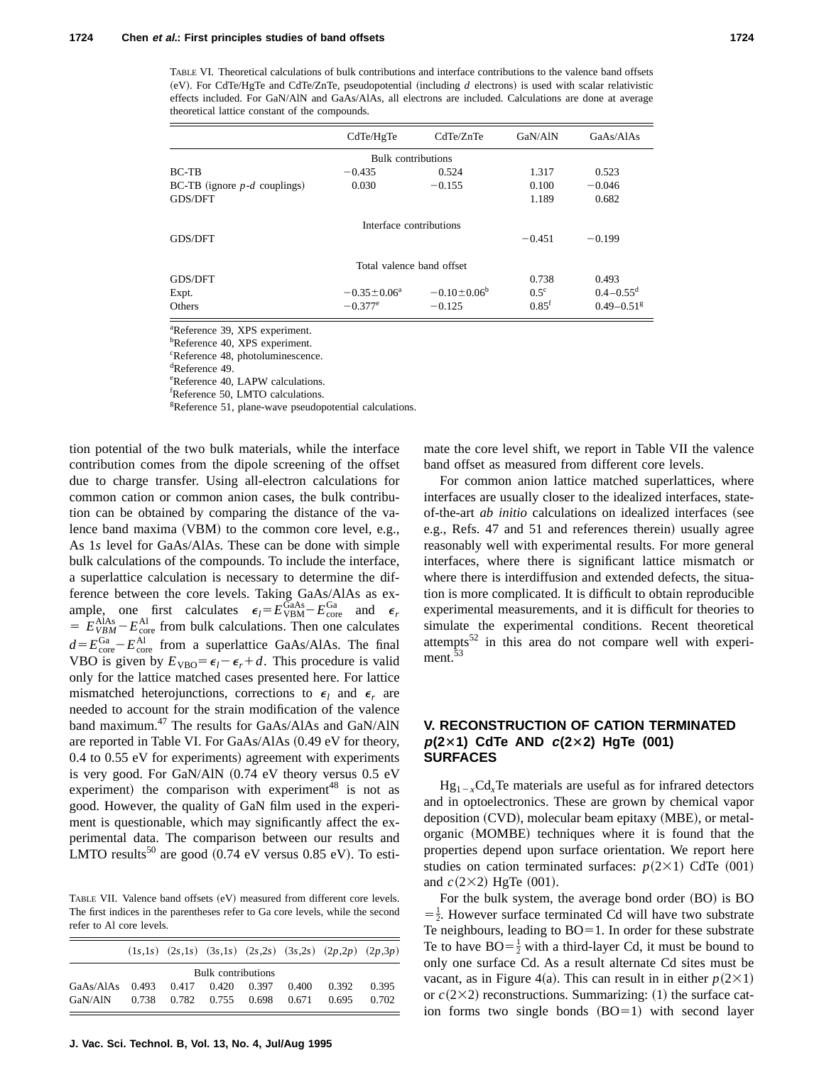TABLE VI. Theoretical calculations of bulk contributions and interface contributions to the valence band offsets (eV). For CdTe/HgTe and CdTe/ZnTe, pseudopotential (including *d* electrons) is used with scalar relativistic effects included. For GaN/AlN and GaAs/AlAs, all electrons are included. Calculations are done at average theoretical lattice constant of the compounds.

| | CdTe/HgTe | CdTe/ZnTe | GaN/AlN | GaAs/AlAs |
|---|---|---|---|---|
| | | Bulk contributions | | |
| BC-TB | −0.435 | 0.524 | 1.317 | 0.523 |
| BC-TB (ignore *p*-*d* couplings) | 0.030 | −0.155 | 0.100 | −0.046 |
| GDS/DFT | | | 1.189 | 0.682 |
| | | Interface contributions | | |
| GDS/DFT | | | −0.451 | −0.199 |
| | | Total valence band offset | | |
| GDS/DFT | | | 0.738 | 0.493 |
| Expt. | −0.35±0.06[a] | −0.10±0.06[b] | 0.5[c] | 0.4–0.55[d] |
| Others | −0.377[e] | −0.125 | 0.85[f] | 0.49–0.51[g] |

[a]Reference 39, XPS experiment.
[b]Reference 40, XPS experiment.
[c]Reference 48, photoluminescence.
[d]Reference 49.
[e]Reference 40, LAPW calculations.
[f]Reference 50, LMTO calculations.
[g]Reference 51, plane-wave pseudopotential calculations.

tion potential of the two bulk materials, while the interface contribution comes from the dipole screening of the offset due to charge transfer. Using all-electron calculations for common cation or common anion cases, the bulk contribution can be obtained by comparing the distance of the valence band maxima (VBM) to the common core level, e.g., As 1*s* level for GaAs/AlAs. These can be done with simple bulk calculations of the compounds. To include the interface, a superlattice calculation is necessary to determine the difference between the core levels. Taking GaAs/AlAs as example, one first calculates $\epsilon_l = E_{\rm VBM}^{\rm GaAs} - E_{\rm core}^{\rm Ga}$ and $\epsilon_r = E_{VBM}^{\rm AlAs} - E_{\rm core}^{\rm Al}$ from bulk calculations. Then one calculates $d = E_{\rm core}^{\rm Ga} - E_{\rm core}^{\rm Al}$ from a superlattice GaAs/AlAs. The final VBO is given by $E_{\rm VBO} = \epsilon_l - \epsilon_r + d$. This procedure is valid only for the lattice matched cases presented here. For lattice mismatched heterojunctions, corrections to $\epsilon_l$ and $\epsilon_r$ are needed to account for the strain modification of the valence band maximum.[47] The results for GaAs/AlAs and GaN/AlN are reported in Table VI. For GaAs/AlAs (0.49 eV for theory, 0.4 to 0.55 eV for experiments) agreement with experiments is very good. For GaN/AlN (0.74 eV theory versus 0.5 eV experiment) the comparison with experiment[48] is not as good. However, the quality of GaN film used in the experiment is questionable, which may significantly affect the experimental data. The comparison between our results and LMTO results[50] are good (0.74 eV versus 0.85 eV). To estimate the core level shift, we report in Table VII the valence band offset as measured from different core levels.

TABLE VII. Valence band offsets (eV) measured from different core levels. The first indices in the parentheses refer to Ga core levels, while the second refer to Al core levels.

| | (1*s*,1*s*) | (2*s*,1*s*) | (3*s*,1*s*) | (2*s*,2*s*) | (3*s*,2*s*) | (2*p*,2*p*) | (2*p*,3*p*) |
|---|---|---|---|---|---|---|---|
| | | | | Bulk contributions | | | |
| GaAs/AlAs | 0.493 | 0.417 | 0.420 | 0.397 | 0.400 | 0.392 | 0.395 |
| GaN/AlN | 0.738 | 0.782 | 0.755 | 0.698 | 0.671 | 0.695 | 0.702 |

For common anion lattice matched superlattices, where interfaces are usually closer to the idealized interfaces, state-of-the-art *ab initio* calculations on idealized interfaces (see e.g., Refs. 47 and 51 and references therein) usually agree reasonably well with experimental results. For more general interfaces, where there is significant lattice mismatch or where there is interdiffusion and extended defects, the situation is more complicated. It is difficult to obtain reproducible experimental measurements, and it is difficult for theories to simulate the experimental conditions. Recent theoretical attempts[52] in this area do not compare well with experiment.[53]

## V. RECONSTRUCTION OF CATION TERMINATED $p(2\times1)$ CdTe AND $c(2\times2)$ HgTe (001) SURFACES

$Hg_{1-x}Cd_xTe$ materials are useful as for infrared detectors and in optoelectronics. These are grown by chemical vapor deposition (CVD), molecular beam epitaxy (MBE), or metal-organic (MOMBE) techniques where it is found that the properties depend upon surface orientation. We report here studies on cation terminated surfaces: $p(2\times1)$ CdTe (001) and $c(2\times2)$ HgTe (001).

For the bulk system, the average bond order (BO) is BO $=\frac{1}{2}$. However surface terminated Cd will have two substrate Te neighbours, leading to BO=1. In order for these substrate Te to have BO$=\frac{1}{2}$ with a third-layer Cd, it must be bound to only one surface Cd. As a result alternate Cd sites must be vacant, as in Figure 4(a). This can result in in either $p(2\times1)$ or $c(2\times2)$ reconstructions. Summarizing: (1) the surface cation forms two single bonds (BO=1) with second layer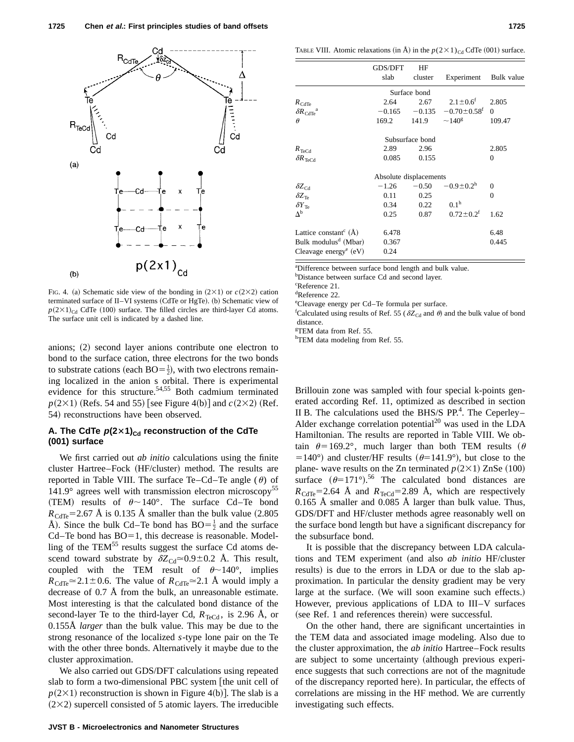FIG. 4. (a) Schematic side view of the bonding in (2×1) or $c(2\times2)$ cation terminated surface of II–VI systems (CdTe or HgTe). (b) Schematic view of $p(2\times1)_{Cd}$ CdTe (100) surface. The filled circles are third-layer Cd atoms. The surface unit cell is indicated by a dashed line.

anions; (2) second layer anions contribute one electron to bond to the surface cation, three electrons for the two bonds to substrate cations (each BO=$\frac{1}{2}$), with two electrons remaining localized in the anion s orbital. There is experimental evidence for this structure.[54,55] Both cadmium terminated $p(2\times1)$ (Refs. 54 and 55) [see Figure 4(b)] and $c(2\times2)$ (Ref. 54) reconstructions have been observed.

### A. The CdTe $p(2\times1)_{Cd}$ reconstruction of the CdTe (001) surface

We first carried out *ab initio* calculations using the finite cluster Hartree–Fock (HF/cluster) method. The results are reported in Table VIII. The surface Te–Cd–Te angle ($\theta$) of 141.9° agrees well with transmission electron microscopy[55] (TEM) results of $\theta\sim140°$. The surface Cd–Te bond $R_{CdTe}=2.67$ Å is 0.135 Å smaller than the bulk value (2.805 Å). Since the bulk Cd–Te bond has BO=$\frac{1}{2}$ and the surface Cd–Te bond has BO=1, this decrease is reasonable. Modelling of the TEM[55] results suggest the surface Cd atoms descend toward substrate by $\delta Z_{Cd}\simeq0.9\pm0.2$ Å. This result, coupled with the TEM result of $\theta\sim140°$, implies $R_{CdTe}\simeq2.1\pm0.6$. The value of $R_{CdTe}\simeq2.1$ Å would imply a decrease of 0.7 Å from the bulk, an unreasonable estimate. Most interesting is that the calculated bond distance of the second-layer Te to the third-layer Cd, $R_{TeCd}$, is 2.96 Å, or 0.155Å *larger* than the bulk value. This may be due to the strong resonance of the localized *s*-type lone pair on the Te with the other three bonds. Alternatively it maybe due to the cluster approximation.

We also carried out GDS/DFT calculations using repeated slab to form a two-dimensional PBC system [the unit cell of $p(2\times1)$ reconstruction is shown in Figure 4(b)]. The slab is a (2×2) supercell consisted of 5 atomic layers. The irreducible Brillouin zone was sampled with four special k-points generated according Ref. 11, optimized as described in section II B. The calculations used the BHS/S PP.[4]. The Ceperley–Alder exchange correlation potential[20] was used in the LDA Hamiltonian. The results are reported in Table VIII. We obtain $\theta=169.2°$, much larger than both TEM results ($\theta=140°$) and cluster/HF results ($\theta=141.9°$), but close to the plane- wave results on the Zn terminated $p(2\times1)$ ZnSe (100) surface ($\theta=171°$).[56] The calculated bond distances are $R_{CdTe}=2.64$ Å and $R_{TeCd}=2.89$ Å, which are respectively 0.165 Å smaller and 0.085 Å larger than bulk value. Thus, GDS/DFT and HF/cluster methods agree reasonably well on the surface bond length but have a significant discrepancy for the subsurface bond.

It is possible that the discrepancy between LDA calculations and TEM experiment (and also *ab initio* HF/cluster results) is due to the errors in LDA or due to the slab approximation. In particular the density gradient may be very large at the surface. (We will soon examine such effects.) However, previous applications of LDA to III–V surfaces (see Ref. 1 and references therein) were successful.

On the other hand, there are significant uncertainties in the TEM data and associated image modeling. Also due to the cluster approximation, the *ab initio* Hartree–Fock results are subject to some uncertainty (although previous experience suggests that such corrections are not of the magnitude of the discrepancy reported here). In particular, the effects of correlations are missing in the HF method. We are currently investigating such effects.

TABLE VIII. Atomic relaxations (in Å) in the $p(2\times1)_{Cd}$ CdTe (001) surface.

| | GDS/DFT slab | HF cluster | Experiment | Bulk value |
|---|---|---|---|---|
| | Surface bond | | | |
| $R_{CdTe}$ | 2.64 | 2.67 | $2.1\pm0.6$[f] | 2.805 |
| $\delta R_{CdTe}$[a] | −0.165 | −0.135 | $-0.70\pm0.58$[f] | 0 |
| $\theta$ | 169.2 | 141.9 | ~140[g] | 109.47 |
| | Subsurface bond | | | |
| $R_{TeCd}$ | 2.89 | 2.96 | | 2.805 |
| $\delta R_{TeCd}$ | 0.085 | 0.155 | | 0 |
| | Absolute displacements | | | |
| $\delta Z_{Cd}$ | −1.26 | −0.50 | $-0.9\pm0.2$[h] | 0 |
| $\delta Z_{Te}$ | 0.11 | 0.25 | | 0 |
| $\delta Y_{Te}$ | 0.34 | 0.22 | 0.1[h] | |
| $\Delta$[b] | 0.25 | 0.87 | $0.72\pm0.2$[f] | 1.62 |
| Lattice constant[c] (Å) | 6.478 | | | 6.48 |
| Bulk modulus[d] (Mbar) | 0.367 | | | 0.445 |
| Cleavage energy[e] (eV) | 0.24 | | | |

[a]Difference between surface bond length and bulk value.
[b]Distance between surface Cd and second layer.
[c]Reference 21.
[d]Reference 22.
[e]Cleavage energy per Cd–Te formula per surface.
[f]Calculated using results of Ref. 55 ($\delta Z_{Cd}$ and $\theta$) and the bulk value of bond distance.
[g]TEM data from Ref. 55.
[h]TEM data modeling from Ref. 55.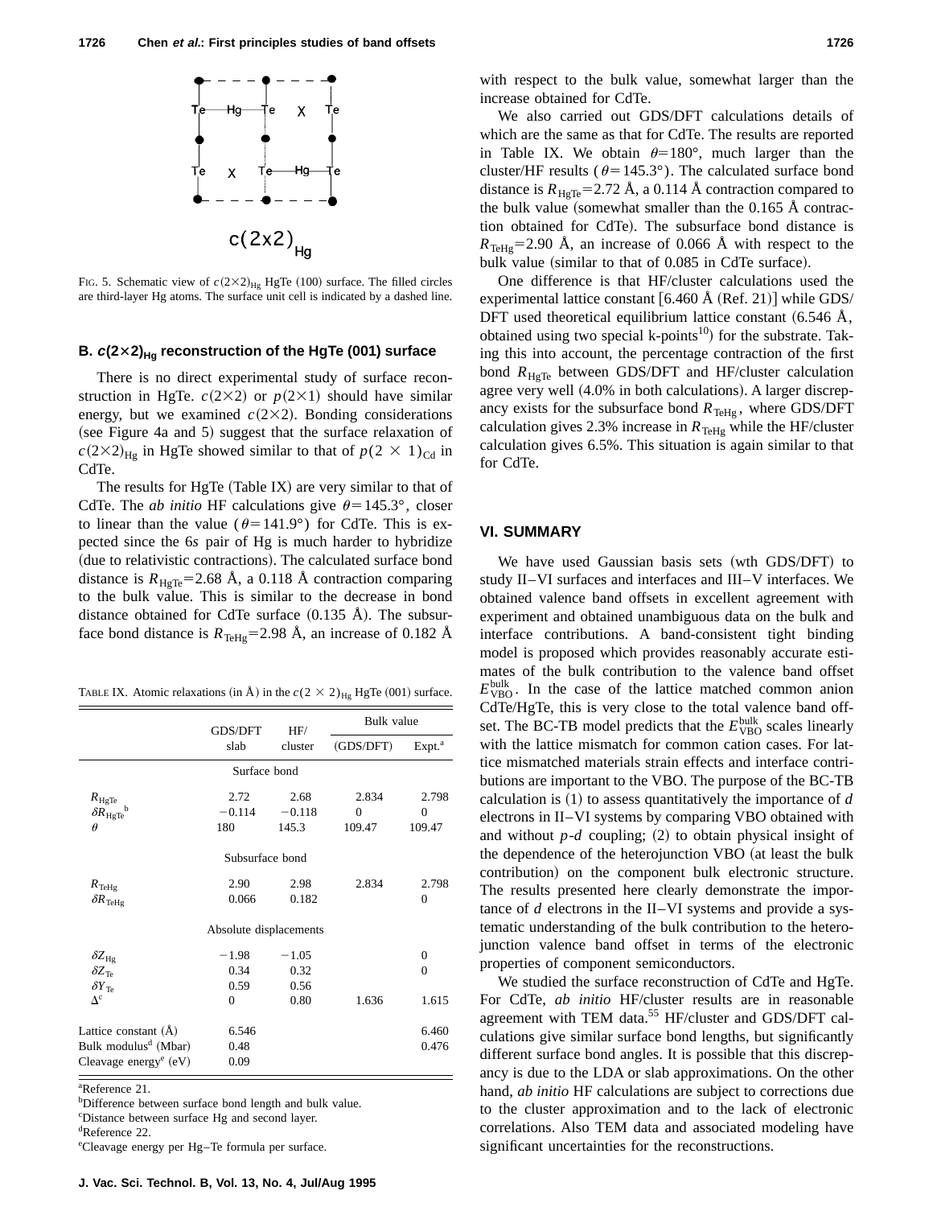FIG. 5. Schematic view of $c(2\times2)_{Hg}$ HgTe (100) surface. The filled circles are third-layer Hg atoms. The surface unit cell is indicated by a dashed line.

### B. $c(2\times2)_{Hg}$ reconstruction of the HgTe (001) surface

There is no direct experimental study of surface reconstruction in HgTe. $c(2\times2)$ or $p(2\times1)$ should have similar energy, but we examined $c(2\times2)$. Bonding considerations (see Figure 4a and 5) suggest that the surface relaxation of $c(2\times2)_{Hg}$ in HgTe showed similar to that of $p(2\times1)_{Cd}$ in CdTe.

The results for HgTe (Table IX) are very similar to that of CdTe. The *ab initio* HF calculations give $\theta=145.3°$, closer to linear than the value ($\theta=141.9°$) for CdTe. This is expected since the 6*s* pair of Hg is much harder to hybridize (due to relativistic contractions). The calculated surface bond distance is $R_{HgTe}=2.68$ Å, a 0.118 Å contraction comparing to the bulk value. This is similar to the decrease in bond distance obtained for CdTe surface (0.135 Å). The subsurface bond distance is $R_{TeHg}=2.98$ Å, an increase of 0.182 Å with respect to the bulk value, somewhat larger than the increase obtained for CdTe.

We also carried out GDS/DFT calculations details of which are the same as that for CdTe. The results are reported in Table IX. We obtain $\theta=180°$, much larger than the cluster/HF results ($\theta=145.3°$). The calculated surface bond distance is $R_{HgTe}=2.72$ Å, a 0.114 Å contraction compared to the bulk value (somewhat smaller than the 0.165 Å contraction obtained for CdTe). The subsurface bond distance is $R_{TeHg}=2.90$ Å, an increase of 0.066 Å with respect to the bulk value (similar to that of 0.085 in CdTe surface).

One difference is that HF/cluster calculations used the experimental lattice constant [6.460 Å (Ref. 21)] while GDS/DFT used theoretical equilibrium lattice constant (6.546 Å, obtained using two special k-points[10]) for the substrate. Taking this into account, the percentage contraction of the first bond $R_{HgTe}$ between GDS/DFT and HF/cluster calculation agree very well (4.0% in both calculations). A larger discrepancy exists for the subsurface bond $R_{TeHg}$, where GDS/DFT calculation gives 2.3% increase in $R_{TeHg}$ while the HF/cluster calculation gives 6.5%. This situation is again similar to that for CdTe.

TABLE IX. Atomic relaxations (in Å) in the $c(2\times2)_{Hg}$ HgTe (001) surface.

| | GDS/DFT slab | HF/ cluster | Bulk value (GDS/DFT) | Bulk value Expt.[a] |
|---|---|---|---|---|
| | | Surface bond | | |
| $R_{HgTe}$ | 2.72 | 2.68 | 2.834 | 2.798 |
| $\delta R_{HgTe}$[b] | −0.114 | −0.118 | 0 | 0 |
| $\theta$ | 180 | 145.3 | 109.47 | 109.47 |
| | | Subsurface bond | | |
| $R_{TeHg}$ | 2.90 | 2.98 | 2.834 | 2.798 |
| $\delta R_{TeHg}$ | 0.066 | 0.182 | | 0 |
| | | Absolute displacements | | |
| $\delta Z_{Hg}$ | −1.98 | −1.05 | | 0 |
| $\delta Z_{Te}$ | 0.34 | 0.32 | | 0 |
| $\delta Y_{Te}$ | 0.59 | 0.56 | | |
| $\Delta$[c] | 0 | 0.80 | 1.636 | 1.615 |
| Lattice constant (Å) | 6.546 | | | 6.460 |
| Bulk modulus[d] (Mbar) | 0.48 | | | 0.476 |
| Cleavage energy[e] (eV) | 0.09 | | | |

[a]Reference 21.
[b]Difference between surface bond length and bulk value.
[c]Distance between surface Hg and second layer.
[d]Reference 22.
[e]Cleavage energy per Hg–Te formula per surface.

## VI. SUMMARY

We have used Gaussian basis sets (wth GDS/DFT) to study II–VI surfaces and interfaces and III–V interfaces. We obtained valence band offsets in excellent agreement with experiment and obtained unambiguous data on the bulk and interface contributions. A band-consistent tight binding model is proposed which provides reasonably accurate estimates of the bulk contribution to the valence band offset $E_{VBO}^{bulk}$. In the case of the lattice matched common anion CdTe/HgTe, this is very close to the total valence band offset. The BC-TB model predicts that the $E_{VBO}^{bulk}$ scales linearly with the lattice mismatch for common cation cases. For lattice mismatched materials strain effects and interface contributions are important to the VBO. The purpose of the BC-TB calculation is (1) to assess quantitatively the importance of *d* electrons in II–VI systems by comparing VBO obtained with and without *p*-*d* coupling; (2) to obtain physical insight of the dependence of the heterojunction VBO (at least the bulk contribution) on the component bulk electronic structure. The results presented here clearly demonstrate the importance of *d* electrons in the II–VI systems and provide a systematic understanding of the bulk contribution to the heterojunction valence band offset in terms of the electronic properties of component semiconductors.

We studied the surface reconstruction of CdTe and HgTe. For CdTe, *ab initio* HF/cluster results are in reasonable agreement with TEM data.[55] HF/cluster and GDS/DFT calculations give similar surface bond lengths, but significantly different surface bond angles. It is possible that this discrepancy is due to the LDA or slab approximations. On the other hand, *ab initio* HF calculations are subject to corrections due to the cluster approximation and to the lack of electronic correlations. Also TEM data and associated modeling have significant uncertainties for the reconstructions.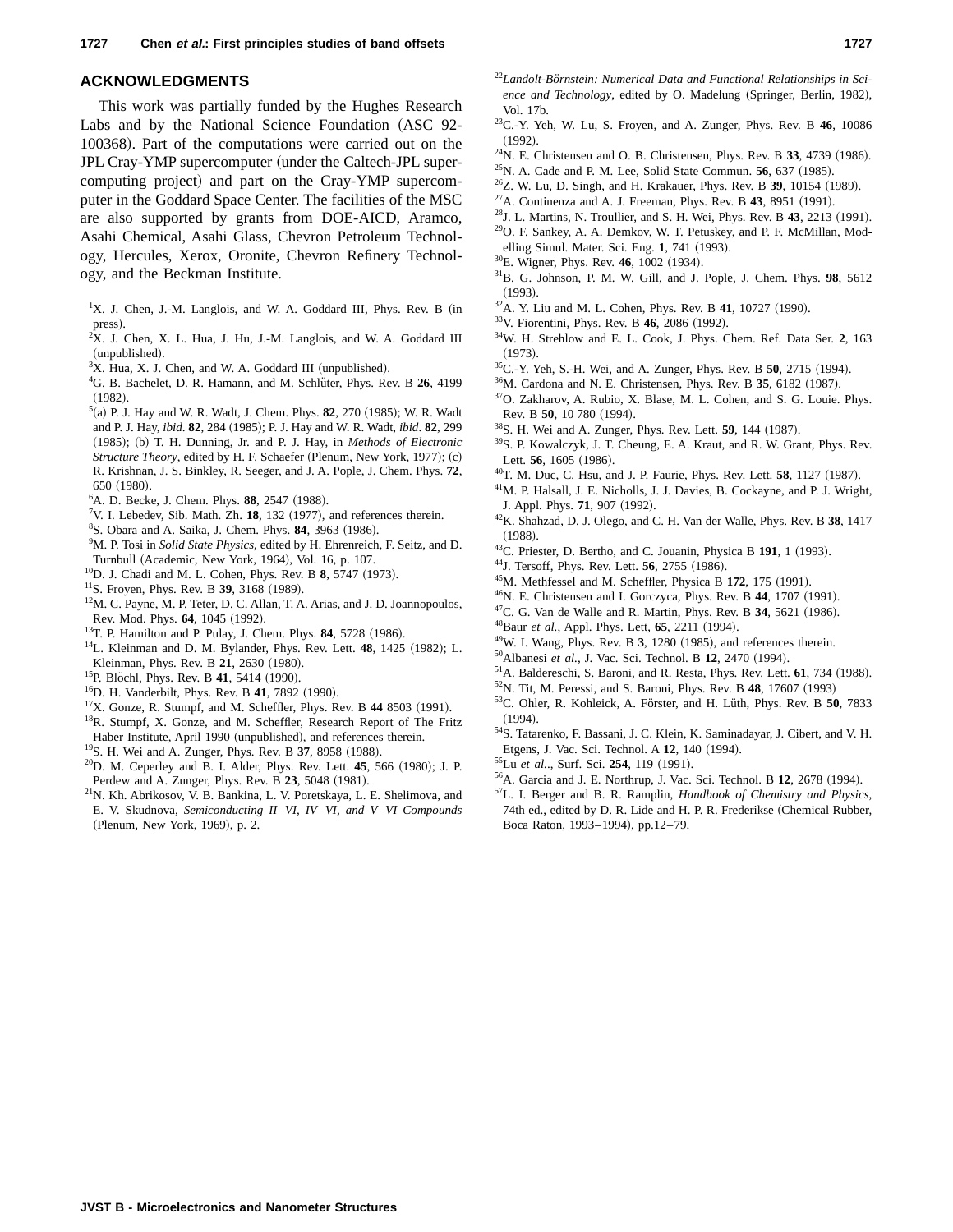## ACKNOWLEDGMENTS

This work was partially funded by the Hughes Research Labs and by the National Science Foundation (ASC 92-100368). Part of the computations were carried out on the JPL Cray-YMP supercomputer (under the Caltech-JPL supercomputing project) and part on the Cray-YMP supercomputer in the Goddard Space Center. The facilities of the MSC are also supported by grants from DOE-AICD, Aramco, Asahi Chemical, Asahi Glass, Chevron Petroleum Technology, Hercules, Xerox, Oronite, Chevron Refinery Technology, and the Beckman Institute.

[1] X. J. Chen, J.-M. Langlois, and W. A. Goddard III, Phys. Rev. B (in press).

[2] X. J. Chen, X. L. Hua, J. Hu, J.-M. Langlois, and W. A. Goddard III (unpublished).

[3] X. Hua, X. J. Chen, and W. A. Goddard III (unpublished).

[4] G. B. Bachelet, D. R. Hamann, and M. Schlüter, Phys. Rev. B **26**, 4199 (1982).

[5] (a) P. J. Hay and W. R. Wadt, J. Chem. Phys. **82**, 270 (1985); W. R. Wadt and P. J. Hay, *ibid.* **82**, 284 (1985); P. J. Hay and W. R. Wadt, *ibid.* **82**, 299 (1985); (b) T. H. Dunning, Jr. and P. J. Hay, in *Methods of Electronic Structure Theory*, edited by H. F. Schaefer (Plenum, New York, 1977); (c) R. Krishnan, J. S. Binkley, R. Seeger, and J. A. Pople, J. Chem. Phys. **72**, 650 (1980).

[6] A. D. Becke, J. Chem. Phys. **88**, 2547 (1988).

[7] V. I. Lebedev, Sib. Math. Zh. **18**, 132 (1977), and references therein.

[8] S. Obara and A. Saika, J. Chem. Phys. **84**, 3963 (1986).

[9] M. P. Tosi in *Solid State Physics*, edited by H. Ehrenreich, F. Seitz, and D. Turnbull (Academic, New York, 1964), Vol. 16, p. 107.

[10] D. J. Chadi and M. L. Cohen, Phys. Rev. B **8**, 5747 (1973).

[11] S. Froyen, Phys. Rev. B **39**, 3168 (1989).

[12] M. C. Payne, M. P. Teter, D. C. Allan, T. A. Arias, and J. D. Joannopoulos, Rev. Mod. Phys. **64**, 1045 (1992).

[13] T. P. Hamilton and P. Pulay, J. Chem. Phys. **84**, 5728 (1986).

[14] L. Kleinman and D. M. Bylander, Phys. Rev. Lett. **48**, 1425 (1982); L. Kleinman, Phys. Rev. B **21**, 2630 (1980).

[15] P. Blöchl, Phys. Rev. B **41**, 5414 (1990).

[16] D. H. Vanderbilt, Phys. Rev. B **41**, 7892 (1990).

[17] X. Gonze, R. Stumpf, and M. Scheffler, Phys. Rev. B **44** 8503 (1991).

[18] R. Stumpf, X. Gonze, and M. Scheffler, Research Report of The Fritz Haber Institute, April 1990 (unpublished), and references therein.

[19] S. H. Wei and A. Zunger, Phys. Rev. B **37**, 8958 (1988).

[20] D. M. Ceperley and B. I. Alder, Phys. Rev. Lett. **45**, 566 (1980); J. P. Perdew and A. Zunger, Phys. Rev. B **23**, 5048 (1981).

[21] N. Kh. Abrikosov, V. B. Bankina, L. V. Poretskaya, L. E. Shelimova, and E. V. Skudnova, *Semiconducting II–VI, IV–VI, and V–VI Compounds* (Plenum, New York, 1969), p. 2.

[22] *Landolt-Börnstein: Numerical Data and Functional Relationships in Science and Technology*, edited by O. Madelung (Springer, Berlin, 1982), Vol. 17b.

[23] C.-Y. Yeh, W. Lu, S. Froyen, and A. Zunger, Phys. Rev. B **46**, 10086 (1992).

[24] N. E. Christensen and O. B. Christensen, Phys. Rev. B **33**, 4739 (1986).

[25] N. A. Cade and P. M. Lee, Solid State Commun. **56**, 637 (1985).

[26] Z. W. Lu, D. Singh, and H. Krakauer, Phys. Rev. B **39**, 10154 (1989).

[27] A. Continenza and A. J. Freeman, Phys. Rev. B **43**, 8951 (1991).

[28] J. L. Martins, N. Troullier, and S. H. Wei, Phys. Rev. B **43**, 2213 (1991).

[29] O. F. Sankey, A. A. Demkov, W. T. Petuskey, and P. F. McMillan, Modelling Simul. Mater. Sci. Eng. **1**, 741 (1993).

[30] E. Wigner, Phys. Rev. **46**, 1002 (1934).

[31] B. G. Johnson, P. M. W. Gill, and J. Pople, J. Chem. Phys. **98**, 5612 (1993).

[32] A. Y. Liu and M. L. Cohen, Phys. Rev. B **41**, 10727 (1990).

[33] V. Fiorentini, Phys. Rev. B **46**, 2086 (1992).

[34] W. H. Strehlow and E. L. Cook, J. Phys. Chem. Ref. Data Ser. **2**, 163 (1973).

[35] C.-Y. Yeh, S.-H. Wei, and A. Zunger, Phys. Rev. B **50**, 2715 (1994).

[36] M. Cardona and N. E. Christensen, Phys. Rev. B **35**, 6182 (1987).

[37] O. Zakharov, A. Rubio, X. Blase, M. L. Cohen, and S. G. Louie. Phys. Rev. B **50**, 10 780 (1994).

[38] S. H. Wei and A. Zunger, Phys. Rev. Lett. **59**, 144 (1987).

[39] S. P. Kowalczyk, J. T. Cheung, E. A. Kraut, and R. W. Grant, Phys. Rev. Lett. **56**, 1605 (1986).

[40] T. M. Duc, C. Hsu, and J. P. Faurie, Phys. Rev. Lett. **58**, 1127 (1987).

[41] M. P. Halsall, J. E. Nicholls, J. J. Davies, B. Cockayne, and P. J. Wright, J. Appl. Phys. **71**, 907 (1992).

[42] K. Shahzad, D. J. Olego, and C. H. Van der Walle, Phys. Rev. B **38**, 1417 (1988).

[43] C. Priester, D. Bertho, and C. Jouanin, Physica B **191**, 1 (1993).

[44] J. Tersoff, Phys. Rev. Lett. **56**, 2755 (1986).

[45] M. Methfessel and M. Scheffler, Physica B **172**, 175 (1991).

[46] N. E. Christensen and I. Gorczyca, Phys. Rev. B **44**, 1707 (1991).

[47] C. G. Van de Walle and R. Martin, Phys. Rev. B **34**, 5621 (1986).

[48] Baur *et al.*, Appl. Phys. Lett, **65**, 2211 (1994).

[49] W. I. Wang, Phys. Rev. B **3**, 1280 (1985), and references therein.

[50] Albanesi *et al.*, J. Vac. Sci. Technol. B **12**, 2470 (1994).

[51] A. Baldereschi, S. Baroni, and R. Resta, Phys. Rev. Lett. **61**, 734 (1988).

[52] N. Tit, M. Peressi, and S. Baroni, Phys. Rev. B **48**, 17607 (1993)

[53] C. Ohler, R. Kohleick, A. Förster, and H. Lüth, Phys. Rev. B **50**, 7833 (1994).

[54] S. Tatarenko, F. Bassani, J. C. Klein, K. Saminadayar, J. Cibert, and V. H. Etgens, J. Vac. Sci. Technol. A **12**, 140 (1994).

[55] Lu *et al.*., Surf. Sci. **254**, 119 (1991).

[56] A. Garcia and J. E. Northrup, J. Vac. Sci. Technol. B **12**, 2678 (1994).

[57] L. I. Berger and B. R. Ramplin, *Handbook of Chemistry and Physics*, 74th ed., edited by D. R. Lide and H. P. R. Frederikse (Chemical Rubber, Boca Raton, 1993–1994), pp.12–79.